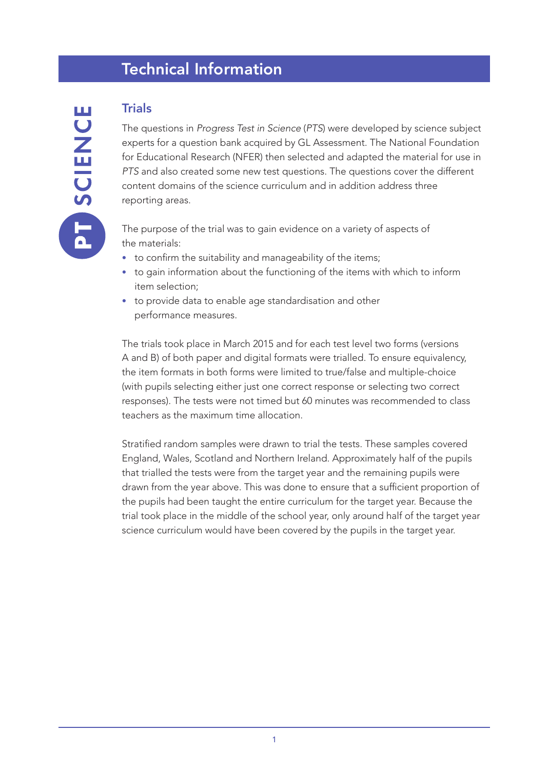# Technical Information

## Trials

The questions in *Progress Test in Science* (*PTS*) were developed by science subject experts for a question bank acquired by GL Assessment. The National Foundation for Educational Research (NFER) then selected and adapted the material for use in *PTS* and also created some new test questions. The questions cover the different content domains of the science curriculum and in addition address three reporting areas.

The purpose of the trial was to gain evidence on a variety of aspects of the materials:

- to confirm the suitability and manageability of the items;
- to gain information about the functioning of the items with which to inform item selection;
- to provide data to enable age standardisation and other performance measures.

The trials took place in March 2015 and for each test level two forms (versions A and B) of both paper and digital formats were trialled. To ensure equivalency, the item formats in both forms were limited to true/false and multiple-choice (with pupils selecting either just one correct response or selecting two correct responses). The tests were not timed but 60 minutes was recommended to class teachers as the maximum time allocation.

Stratified random samples were drawn to trial the tests. These samples covered England, Wales, Scotland and Northern Ireland. Approximately half of the pupils that trialled the tests were from the target year and the remaining pupils were drawn from the year above. This was done to ensure that a sufficient proportion of the pupils had been taught the entire curriculum for the target year. Because the trial took place in the middle of the school year, only around half of the target year science curriculum would have been covered by the pupils in the target year.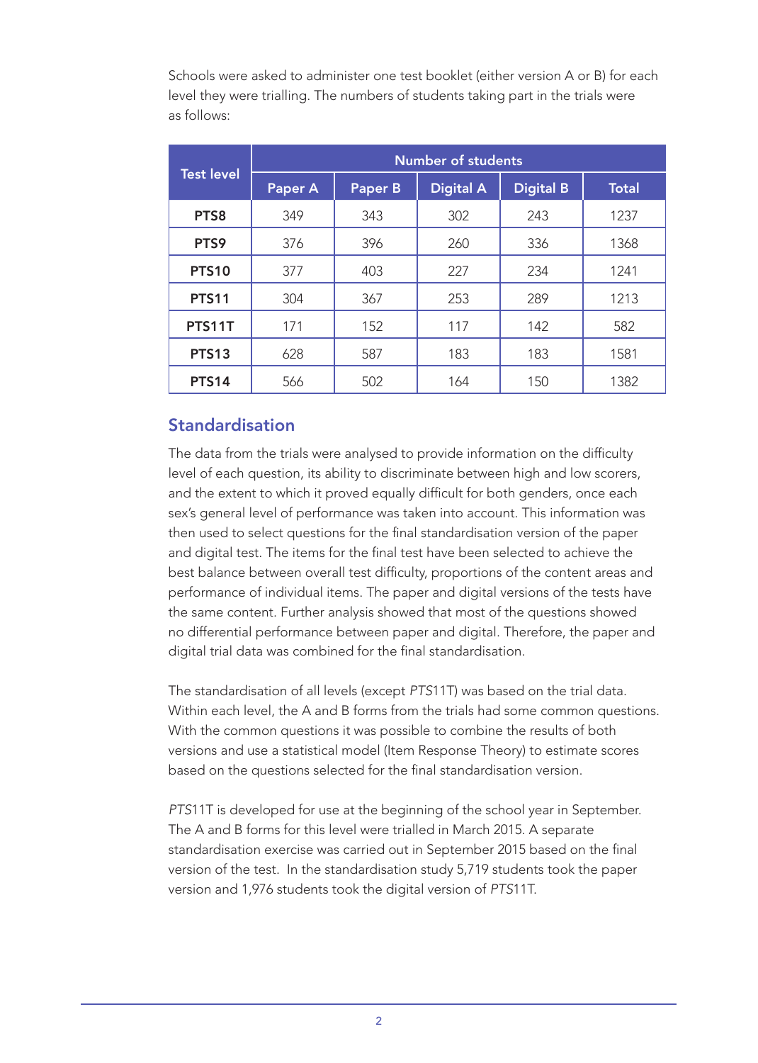Schools were asked to administer one test booklet (either version A or B) for each level they were trialling. The numbers of students taking part in the trials were as follows:

| Test level | Number of students | | | | |
|---|---|---|---|---|---|
| | Paper A | Paper B | Digital A | Digital B | Total |
| **PTS8** | 349 | 343 | 302 | 243 | 1237 |
| **PTS9** | 376 | 396 | 260 | 336 | 1368 |
| **PTS10** | 377 | 403 | 227 | 234 | 1241 |
| **PTS11** | 304 | 367 | 253 | 289 | 1213 |
| **PTS11T** | 171 | 152 | 117 | 142 | 582 |
| **PTS13** | 628 | 587 | 183 | 183 | 1581 |
| **PTS14** | 566 | 502 | 164 | 150 | 1382 |

## Standardisation

The data from the trials were analysed to provide information on the difficulty level of each question, its ability to discriminate between high and low scorers, and the extent to which it proved equally difficult for both genders, once each sex's general level of performance was taken into account. This information was then used to select questions for the final standardisation version of the paper and digital test. The items for the final test have been selected to achieve the best balance between overall test difficulty, proportions of the content areas and performance of individual items. The paper and digital versions of the tests have the same content. Further analysis showed that most of the questions showed no differential performance between paper and digital. Therefore, the paper and digital trial data was combined for the final standardisation.

The standardisation of all levels (except *PTS*11T) was based on the trial data. Within each level, the A and B forms from the trials had some common questions. With the common questions it was possible to combine the results of both versions and use a statistical model (Item Response Theory) to estimate scores based on the questions selected for the final standardisation version.

*PTS*11T is developed for use at the beginning of the school year in September. The A and B forms for this level were trialled in March 2015. A separate standardisation exercise was carried out in September 2015 based on the final version of the test. In the standardisation study 5,719 students took the paper version and 1,976 students took the digital version of *PTS*11T.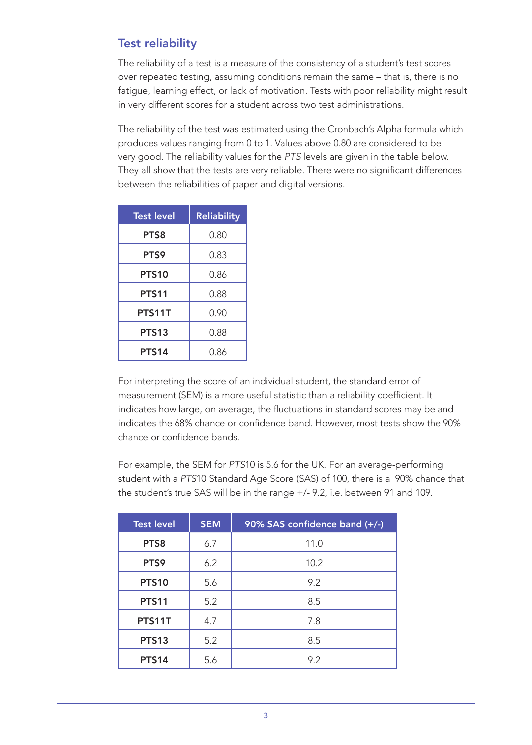## Test reliability

The reliability of a test is a measure of the consistency of a student's test scores over repeated testing, assuming conditions remain the same – that is, there is no fatigue, learning effect, or lack of motivation. Tests with poor reliability might result in very different scores for a student across two test administrations.

The reliability of the test was estimated using the Cronbach's Alpha formula which produces values ranging from 0 to 1. Values above 0.80 are considered to be very good. The reliability values for the *PTS* levels are given in the table below. They all show that the tests are very reliable. There were no significant differences between the reliabilities of paper and digital versions.

| Test level | Reliability |
|---|---|
| **PTS8** | 0.80 |
| **PTS9** | 0.83 |
| **PTS10** | 0.86 |
| **PTS11** | 0.88 |
| **PTS11T** | 0.90 |
| **PTS13** | 0.88 |
| **PTS14** | 0.86 |

For interpreting the score of an individual student, the standard error of measurement (SEM) is a more useful statistic than a reliability coefficient. It indicates how large, on average, the fluctuations in standard scores may be and indicates the 68% chance or confidence band. However, most tests show the 90% chance or confidence bands.

For example, the SEM for *PTS*10 is 5.6 for the UK. For an average-performing student with a *PTS*10 Standard Age Score (SAS) of 100, there is a 90% chance that the student's true SAS will be in the range +/- 9.2, i.e. between 91 and 109.

| Test level | SEM | 90% SAS confidence band (+/-) |
|---|---|---|
| **PTS8** | 6.7 | 11.0 |
| **PTS9** | 6.2 | 10.2 |
| **PTS10** | 5.6 | 9.2 |
| **PTS11** | 5.2 | 8.5 |
| **PTS11T** | 4.7 | 7.8 |
| **PTS13** | 5.2 | 8.5 |
| **PTS14** | 5.6 | 9.2 |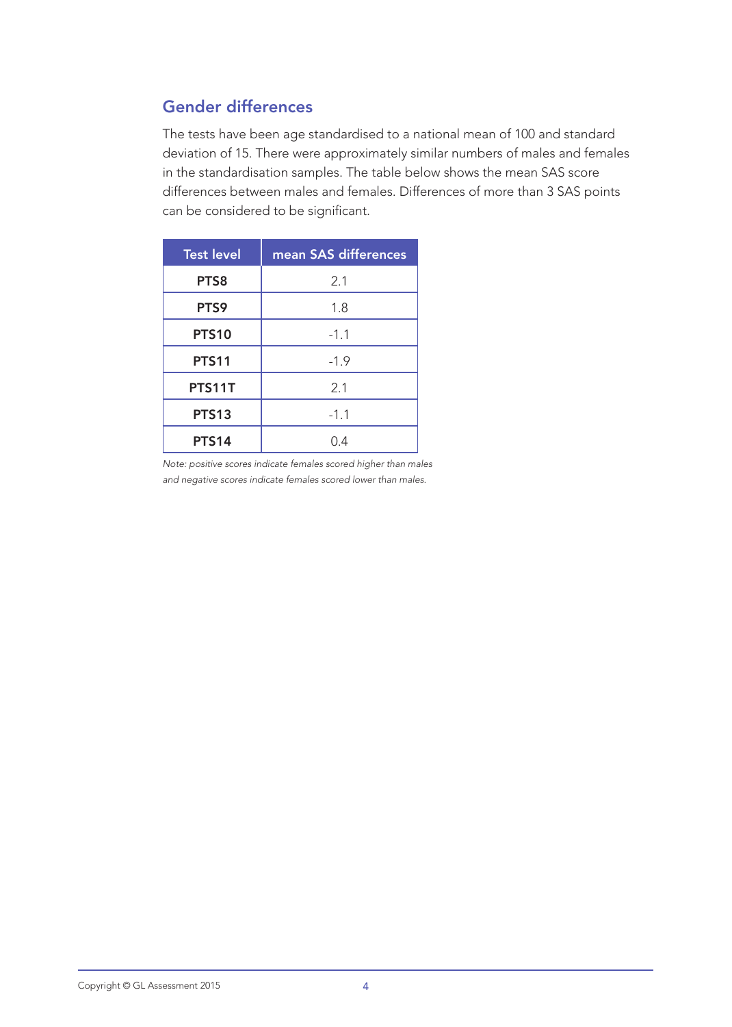## Gender differences

The tests have been age standardised to a national mean of 100 and standard deviation of 15. There were approximately similar numbers of males and females in the standardisation samples. The table below shows the mean SAS score differences between males and females. Differences of more than 3 SAS points can be considered to be significant.

| Test level | mean SAS differences |
|---|---|
| **PTS8** | 2.1 |
| **PTS9** | 1.8 |
| **PTS10** | -1.1 |
| **PTS11** | -1.9 |
| **PTS11T** | 2.1 |
| **PTS13** | -1.1 |
| **PTS14** | 0.4 |

*Note: positive scores indicate females scored higher than males and negative scores indicate females scored lower than males.*

Copyright © GL Assessment 2015